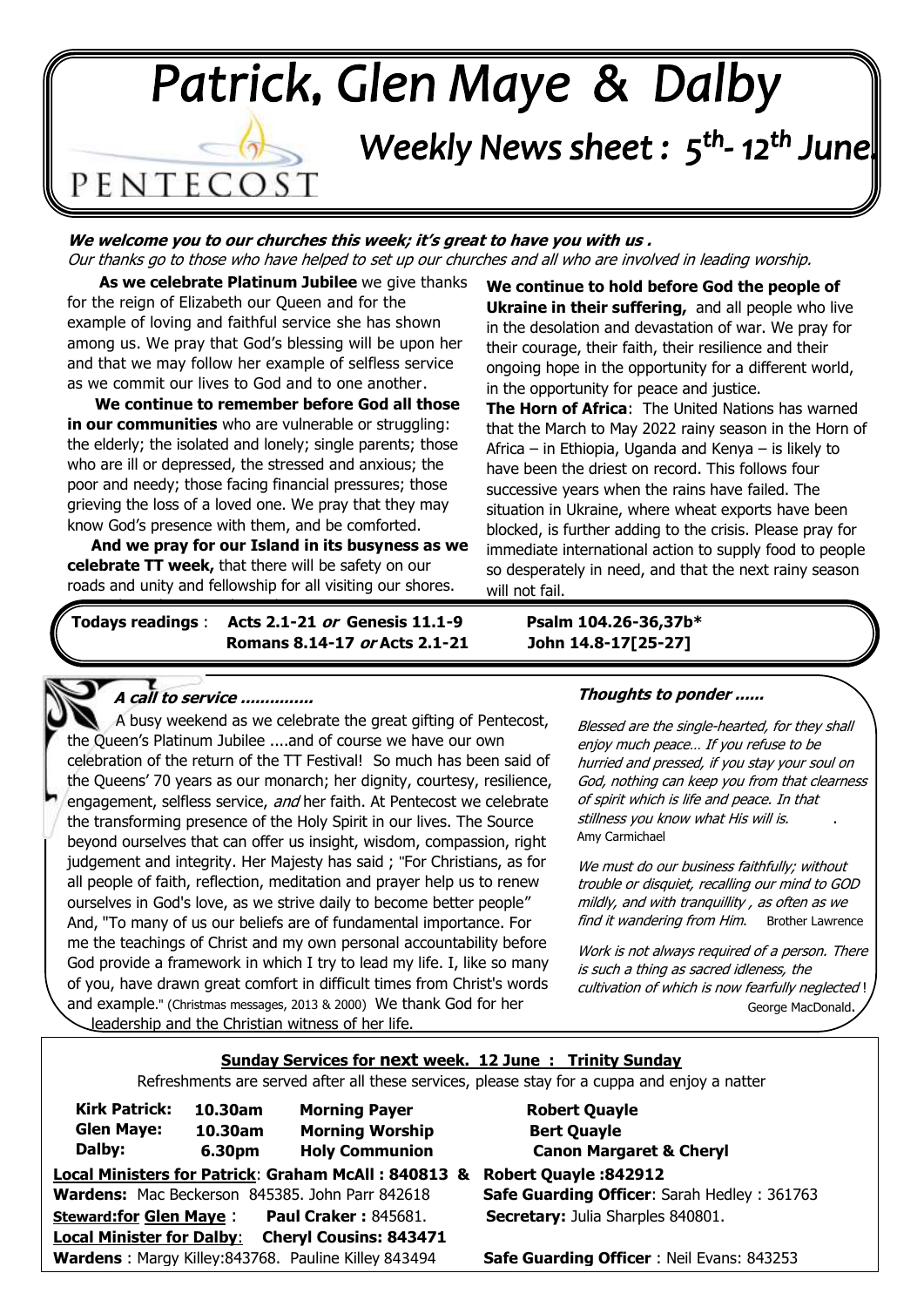# Patrick, Glen Maye & Dalby

PENTECOST

## Weekly News sheet : 5th- 12th June.

***We welcome you to our churches this week; it's great to have you with us .***

*Our thanks go to those who have helped to set up our churches and all who are involved in leading worship.*

**As we celebrate Platinum Jubilee** we give thanks for the reign of Elizabeth our Queen and for the example of loving and faithful service she has shown among us. We pray that God's blessing will be upon her and that we may follow her example of selfless service as we commit our lives to God and to one another.

**We continue to remember before God all those in our communities** who are vulnerable or struggling: the elderly; the isolated and lonely; single parents; those who are ill or depressed, the stressed and anxious; the poor and needy; those facing financial pressures; those grieving the loss of a loved one. We pray that they may know God's presence with them, and be comforted.

**And we pray for our Island in its busyness as we celebrate TT week,** that there will be safety on our roads and unity and fellowship for all visiting our shores.

**We continue to hold before God the people of Ukraine in their suffering,** and all people who live in the desolation and devastation of war. We pray for their courage, their faith, their resilience and their ongoing hope in the opportunity for a different world, in the opportunity for peace and justice.

**The Horn of Africa**: The United Nations has warned that the March to May 2022 rainy season in the Horn of Africa – in Ethiopia, Uganda and Kenya – is likely to have been the driest on record. This follows four successive years when the rains have failed. The situation in Ukraine, where wheat exports have been blocked, is further adding to the crisis. Please pray for immediate international action to supply food to people so desperately in need, and that the next rainy season will not fail.

**Todays readings** : **Acts 2.1-21 *or* Genesis 11.1-9** **Psalm 104.26-36,37b\***
**Romans 8.14-17 *or* Acts 2.1-21** **John 14.8-17[25-27]**

### *A call to service ..............*

A busy weekend as we celebrate the great gifting of Pentecost, the Queen's Platinum Jubilee ....and of course we have our own celebration of the return of the TT Festival! So much has been said of the Queens' 70 years as our monarch; her dignity, courtesy, resilience, engagement, selfless service, *and* her faith. At Pentecost we celebrate the transforming presence of the Holy Spirit in our lives. The Source beyond ourselves that can offer us insight, wisdom, compassion, right judgement and integrity. Her Majesty has said ; "For Christians, as for all people of faith, reflection, meditation and prayer help us to renew ourselves in God's love, as we strive daily to become better people" And, "To many of us our beliefs are of fundamental importance. For me the teachings of Christ and my own personal accountability before God provide a framework in which I try to lead my life. I, like so many of you, have drawn great comfort in difficult times from Christ's words and example." (Christmas messages, 2013 & 2000) We thank God for her leadership and the Christian witness of her life.

### *Thoughts to ponder ......*

*Blessed are the single-hearted, for they shall enjoy much peace… If you refuse to be hurried and pressed, if you stay your soul on God, nothing can keep you from that clearness of spirit which is life and peace. In that stillness you know what His will is.*
Amy Carmichael

*We must do our business faithfully; without trouble or disquiet, recalling our mind to GOD mildly, and with tranquillity , as often as we find it wandering from Him.* Brother Lawrence

*Work is not always required of a person. There is such a thing as sacred idleness, the cultivation of which is now fearfully neglected* !
George MacDonald.

### Sunday Services for next week. 12 June : Trinity Sunday

Refreshments are served after all these services, please stay for a cuppa and enjoy a natter

| | | | |
|---|---|---|---|
| **Kirk Patrick:** | **10.30am** | **Morning Payer** | **Robert Quayle** |
| **Glen Maye:** | **10.30am** | **Morning Worship** | **Bert Quayle** |
| **Dalby:** | **6.30pm** | **Holy Communion** | **Canon Margaret & Cheryl** |

**Local Ministers for Patrick**: **Graham McAll : 840813 & Robert Quayle :842912**

**Wardens:** Mac Beckerson 845385. John Parr 842618 — **Safe Guarding Officer**: Sarah Hedley : 361763

**Steward:for Glen Maye** : **Paul Craker :** 845681. — **Secretary:** Julia Sharples 840801.

**Local Minister for Dalby**: **Cheryl Cousins: 843471**

**Wardens** : Margy Killey:843768. Pauline Killey 843494 — **Safe Guarding Officer** : Neil Evans: 843253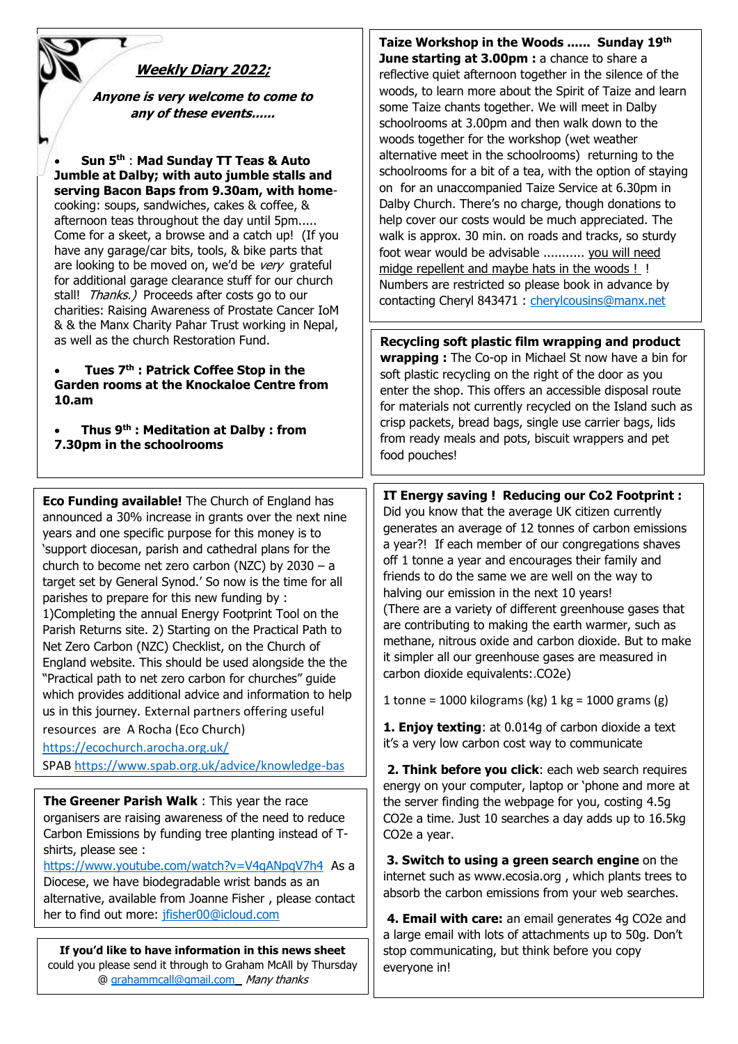## ***Weekly Diary 2022;***

***Anyone is very welcome to come to any of these events......***

- **Sun 5th : Mad Sunday TT Teas & Auto Jumble at Dalby; with auto jumble stalls and serving Bacon Baps from 9.30am, with home**-cooking: soups, sandwiches, cakes & coffee, & afternoon teas throughout the day until 5pm..... Come for a skeet, a browse and a catch up! (If you have any garage/car bits, tools, & bike parts that are looking to be moved on, we'd be *very* grateful for additional garage clearance stuff for our church stall! *Thanks.)* Proceeds after costs go to our charities: Raising Awareness of Prostate Cancer IoM & & the Manx Charity Pahar Trust working in Nepal, as well as the church Restoration Fund.

- **Tues 7th : Patrick Coffee Stop in the Garden rooms at the Knockaloe Centre from 10.am**

- **Thus 9th : Meditation at Dalby : from 7.30pm in the schoolrooms**

**Eco Funding available!** The Church of England has announced a 30% increase in grants over the next nine years and one specific purpose for this money is to 'support diocesan, parish and cathedral plans for the church to become net zero carbon (NZC) by 2030 – a target set by General Synod.' So now is the time for all parishes to prepare for this new funding by : 1)Completing the annual Energy Footprint Tool on the Parish Returns site. 2) Starting on the Practical Path to Net Zero Carbon (NZC) Checklist, on the Church of England website. This should be used alongside the the "Practical path to net zero carbon for churches" guide which provides additional advice and information to help us in this journey. External partners offering useful resources are A Rocha (Eco Church) https://ecochurch.arocha.org.uk/
SPAB https://www.spab.org.uk/advice/knowledge-bas

**The Greener Parish Walk** : This year the race organisers are raising awareness of the need to reduce Carbon Emissions by funding tree planting instead of T-shirts, please see : https://www.youtube.com/watch?v=V4qANpqV7h4 As a Diocese, we have biodegradable wrist bands as an alternative, available from Joanne Fisher , please contact her to find out more: jfisher00@icloud.com

**If you'd like to have information in this news sheet** could you please send it through to Graham McAll by Thursday @ grahammcall@gmail.com *Many thanks*

**Taize Workshop in the Woods ...... Sunday 19th June starting at 3.00pm :** a chance to share a reflective quiet afternoon together in the silence of the woods, to learn more about the Spirit of Taize and learn some Taize chants together. We will meet in Dalby schoolrooms at 3.00pm and then walk down to the woods together for the workshop (wet weather alternative meet in the schoolrooms) returning to the schoolrooms for a bit of a tea, with the option of staying on for an unaccompanied Taize Service at 6.30pm in Dalby Church. There's no charge, though donations to help cover our costs would be much appreciated. The walk is approx. 30 min. on roads and tracks, so sturdy foot wear would be advisable ........... you will need midge repellent and maybe hats in the woods ! ! Numbers are restricted so please book in advance by contacting Cheryl 843471 : cherylcousins@manx.net

**Recycling soft plastic film wrapping and product wrapping :** The Co-op in Michael St now have a bin for soft plastic recycling on the right of the door as you enter the shop. This offers an accessible disposal route for materials not currently recycled on the Island such as crisp packets, bread bags, single use carrier bags, lids from ready meals and pots, biscuit wrappers and pet food pouches!

**IT Energy saving ! Reducing our Co2 Footprint :** Did you know that the average UK citizen currently generates an average of 12 tonnes of carbon emissions a year?! If each member of our congregations shaves off 1 tonne a year and encourages their family and friends to do the same we are well on the way to halving our emission in the next 10 years! (There are a variety of different greenhouse gases that are contributing to making the earth warmer, such as methane, nitrous oxide and carbon dioxide. But to make it simpler all our greenhouse gases are measured in carbon dioxide equivalents:.CO2e)

1 tonne = 1000 kilograms (kg) 1 kg = 1000 grams (g)

**1. Enjoy texting**: at 0.014g of carbon dioxide a text it's a very low carbon cost way to communicate

**2. Think before you click**: each web search requires energy on your computer, laptop or 'phone and more at the server finding the webpage for you, costing 4.5g CO2e a time. Just 10 searches a day adds up to 16.5kg CO2e a year.

**3. Switch to using a green search engine** on the internet such as www.ecosia.org , which plants trees to absorb the carbon emissions from your web searches.

**4. Email with care:** an email generates 4g CO2e and a large email with lots of attachments up to 50g. Don't stop communicating, but think before you copy everyone in!